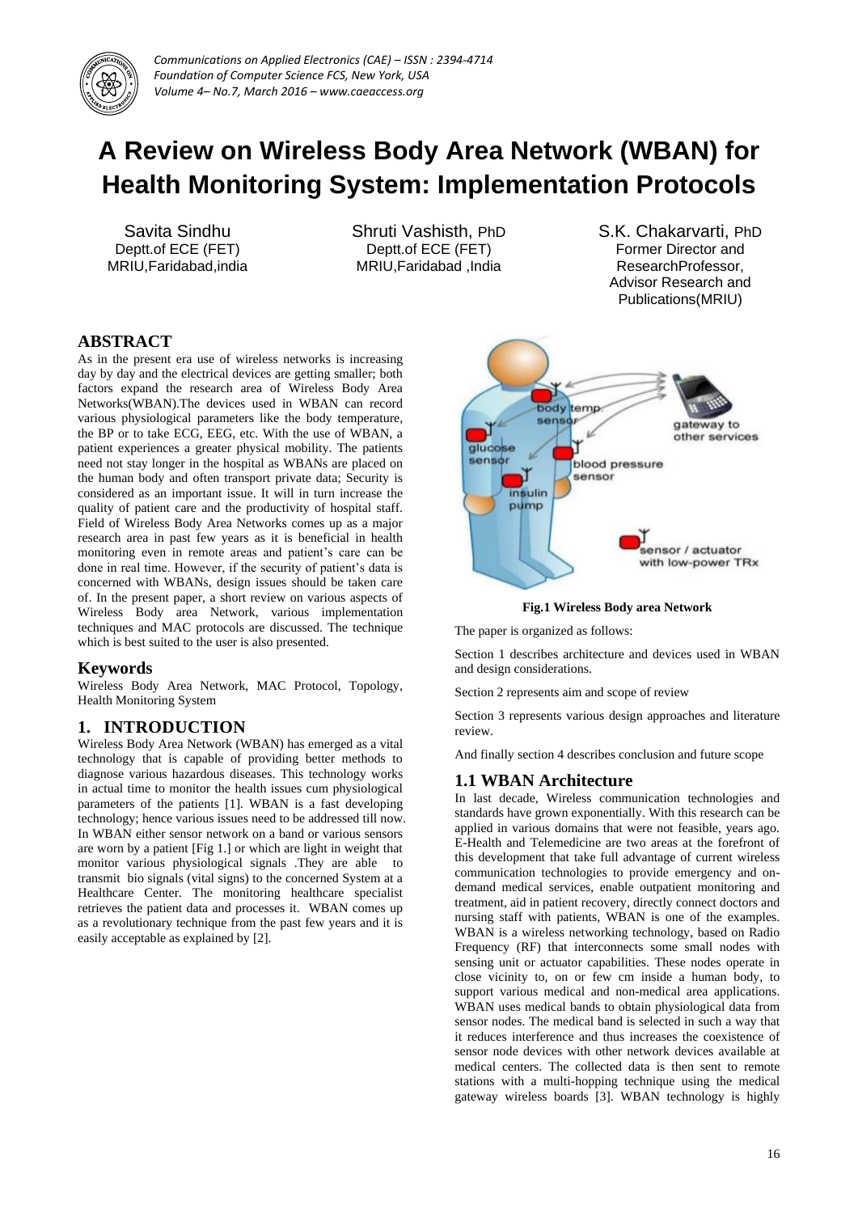# A Review on Wireless Body Area Network (WBAN) for Health Monitoring System: Implementation Protocols

Savita Sindhu
Deptt.of ECE (FET)
MRIU,Faridabad,india

Shruti Vashisth, PhD
Deptt.of ECE (FET)
MRIU,Faridabad ,India

S.K. Chakarvarti, PhD
Former Director and ResearchProfessor, Advisor Research and Publications(MRIU)

## ABSTRACT

As in the present era use of wireless networks is increasing day by day and the electrical devices are getting smaller; both factors expand the research area of Wireless Body Area Networks(WBAN).The devices used in WBAN can record various physiological parameters like the body temperature, the BP or to take ECG, EEG, etc. With the use of WBAN, a patient experiences a greater physical mobility. The patients need not stay longer in the hospital as WBANs are placed on the human body and often transport private data; Security is considered as an important issue. It will in turn increase the quality of patient care and the productivity of hospital staff. Field of Wireless Body Area Networks comes up as a major research area in past few years as it is beneficial in health monitoring even in remote areas and patient's care can be done in real time. However, if the security of patient's data is concerned with WBANs, design issues should be taken care of. In the present paper, a short review on various aspects of Wireless Body area Network, various implementation techniques and MAC protocols are discussed. The technique which is best suited to the user is also presented.

## Keywords

Wireless Body Area Network, MAC Protocol, Topology, Health Monitoring System

## 1. INTRODUCTION

Wireless Body Area Network (WBAN) has emerged as a vital technology that is capable of providing better methods to diagnose various hazardous diseases. This technology works in actual time to monitor the health issues cum physiological parameters of the patients [1]. WBAN is a fast developing technology; hence various issues need to be addressed till now. In WBAN either sensor network on a band or various sensors are worn by a patient [Fig 1.] or which are light in weight that monitor various physiological signals .They are able to transmit bio signals (vital signs) to the concerned System at a Healthcare Center. The monitoring healthcare specialist retrieves the patient data and processes it. WBAN comes up as a revolutionary technique from the past few years and it is easily acceptable as explained by [2].

**Fig.1 Wireless Body area Network**

The paper is organized as follows:

Section 1 describes architecture and devices used in WBAN and design considerations.

Section 2 represents aim and scope of review

Section 3 represents various design approaches and literature review.

And finally section 4 describes conclusion and future scope

### 1.1 WBAN Architecture

In last decade, Wireless communication technologies and standards have grown exponentially. With this research can be applied in various domains that were not feasible, years ago. E-Health and Telemedicine are two areas at the forefront of this development that take full advantage of current wireless communication technologies to provide emergency and on-demand medical services, enable outpatient monitoring and treatment, aid in patient recovery, directly connect doctors and nursing staff with patients, WBAN is one of the examples. WBAN is a wireless networking technology, based on Radio Frequency (RF) that interconnects some small nodes with sensing unit or actuator capabilities. These nodes operate in close vicinity to, on or few cm inside a human body, to support various medical and non-medical area applications. WBAN uses medical bands to obtain physiological data from sensor nodes. The medical band is selected in such a way that it reduces interference and thus increases the coexistence of sensor node devices with other network devices available at medical centers. The collected data is then sent to remote stations with a multi-hopping technique using the medical gateway wireless boards [3]. WBAN technology is highly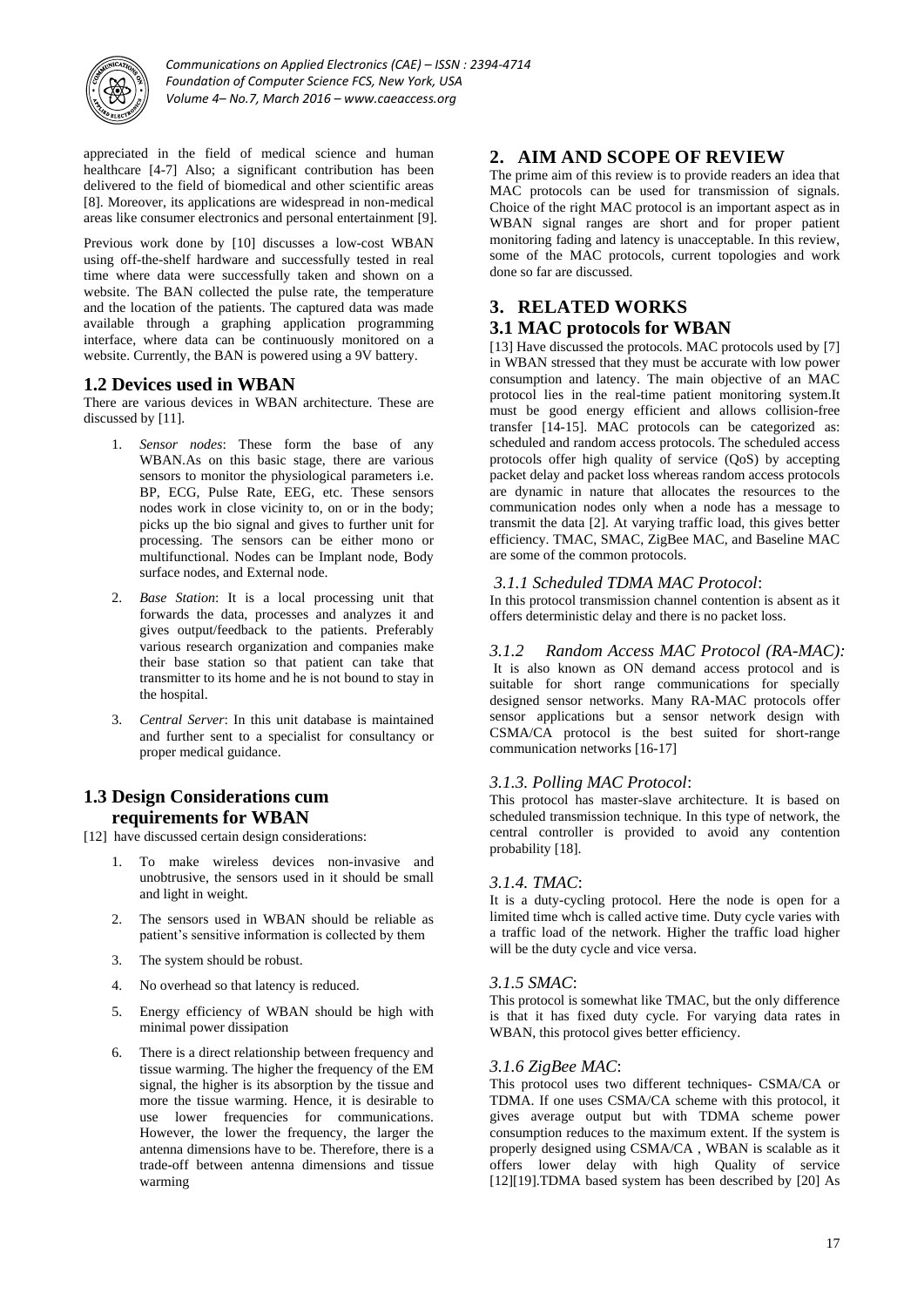appreciated in the field of medical science and human healthcare [4-7] Also; a significant contribution has been delivered to the field of biomedical and other scientific areas [8]. Moreover, its applications are widespread in non-medical areas like consumer electronics and personal entertainment [9].

Previous work done by [10] discusses a low-cost WBAN using off-the-shelf hardware and successfully tested in real time where data were successfully taken and shown on a website. The BAN collected the pulse rate, the temperature and the location of the patients. The captured data was made available through a graphing application programming interface, where data can be continuously monitored on a website. Currently, the BAN is powered using a 9V battery.

### 1.2 Devices used in WBAN

There are various devices in WBAN architecture. These are discussed by [11].

1. *Sensor nodes*: These form the base of any WBAN.As on this basic stage, there are various sensors to monitor the physiological parameters i.e. BP, ECG, Pulse Rate, EEG, etc. These sensors nodes work in close vicinity to, on or in the body; picks up the bio signal and gives to further unit for processing. The sensors can be either mono or multifunctional. Nodes can be Implant node, Body surface nodes, and External node.
2. *Base Station*: It is a local processing unit that forwards the data, processes and analyzes it and gives output/feedback to the patients. Preferably various research organization and companies make their base station so that patient can take that transmitter to its home and he is not bound to stay in the hospital.
3. *Central Server*: In this unit database is maintained and further sent to a specialist for consultancy or proper medical guidance.

### 1.3 Design Considerations cum requirements for WBAN

[12] have discussed certain design considerations:

1. To make wireless devices non-invasive and unobtrusive, the sensors used in it should be small and light in weight.
2. The sensors used in WBAN should be reliable as patient's sensitive information is collected by them
3. The system should be robust.
4. No overhead so that latency is reduced.
5. Energy efficiency of WBAN should be high with minimal power dissipation
6. There is a direct relationship between frequency and tissue warming. The higher the frequency of the EM signal, the higher is its absorption by the tissue and more the tissue warming. Hence, it is desirable to use lower frequencies for communications. However, the lower the frequency, the larger the antenna dimensions have to be. Therefore, there is a trade-off between antenna dimensions and tissue warming

## 2. AIM AND SCOPE OF REVIEW

The prime aim of this review is to provide readers an idea that MAC protocols can be used for transmission of signals. Choice of the right MAC protocol is an important aspect as in WBAN signal ranges are short and for proper patient monitoring fading and latency is unacceptable. In this review, some of the MAC protocols, current topologies and work done so far are discussed.

## 3. RELATED WORKS

### 3.1 MAC protocols for WBAN

[13] Have discussed the protocols. MAC protocols used by [7] in WBAN stressed that they must be accurate with low power consumption and latency. The main objective of an MAC protocol lies in the real-time patient monitoring system.It must be good energy efficient and allows collision-free transfer [14-15]. MAC protocols can be categorized as: scheduled and random access protocols. The scheduled access protocols offer high quality of service (QoS) by accepting packet delay and packet loss whereas random access protocols are dynamic in nature that allocates the resources to the communication nodes only when a node has a message to transmit the data [2]. At varying traffic load, this gives better efficiency. TMAC, SMAC, ZigBee MAC, and Baseline MAC are some of the common protocols.

#### *3.1.1 Scheduled TDMA MAC Protocol*:

In this protocol transmission channel contention is absent as it offers deterministic delay and there is no packet loss.

#### *3.1.2 Random Access MAC Protocol (RA-MAC):*

It is also known as ON demand access protocol and is suitable for short range communications for specially designed sensor networks. Many RA-MAC protocols offer sensor applications but a sensor network design with CSMA/CA protocol is the best suited for short-range communication networks [16-17]

#### *3.1.3. Polling MAC Protocol*:

This protocol has master-slave architecture. It is based on scheduled transmission technique. In this type of network, the central controller is provided to avoid any contention probability [18].

#### *3.1.4. TMAC*:

It is a duty-cycling protocol. Here the node is open for a limited time whch is called active time. Duty cycle varies with a traffic load of the network. Higher the traffic load higher will be the duty cycle and vice versa.

#### *3.1.5 SMAC*:

This protocol is somewhat like TMAC, but the only difference is that it has fixed duty cycle. For varying data rates in WBAN, this protocol gives better efficiency.

#### *3.1.6 ZigBee MAC*:

This protocol uses two different techniques- CSMA/CA or TDMA. If one uses CSMA/CA scheme with this protocol, it gives average output but with TDMA scheme power consumption reduces to the maximum extent. If the system is properly designed using CSMA/CA , WBAN is scalable as it offers lower delay with high Quality of service [12][19].TDMA based system has been described by [20] As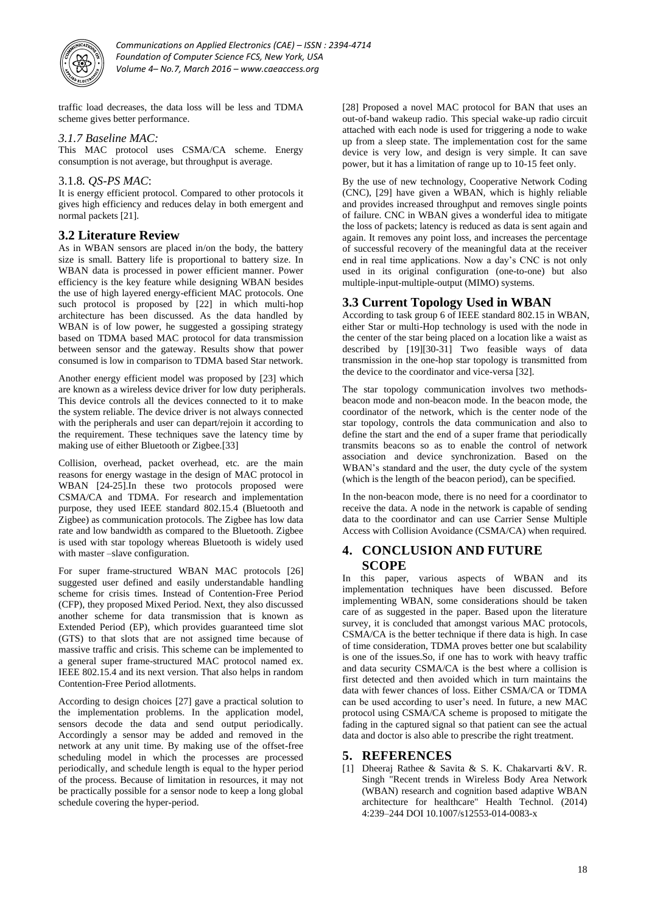traffic load decreases, the data loss will be less and TDMA scheme gives better performance.

### *3.1.7 Baseline MAC:*

This MAC protocol uses CSMA/CA scheme. Energy consumption is not average, but throughput is average.

### 3.1.8. *QS-PS MAC*:

It is energy efficient protocol. Compared to other protocols it gives high efficiency and reduces delay in both emergent and normal packets [21].

## 3.2 Literature Review

As in WBAN sensors are placed in/on the body, the battery size is small. Battery life is proportional to battery size. In WBAN data is processed in power efficient manner. Power efficiency is the key feature while designing WBAN besides the use of high layered energy-efficient MAC protocols. One such protocol is proposed by [22] in which multi-hop architecture has been discussed. As the data handled by WBAN is of low power, he suggested a gossiping strategy based on TDMA based MAC protocol for data transmission between sensor and the gateway. Results show that power consumed is low in comparison to TDMA based Star network.

Another energy efficient model was proposed by [23] which are known as a wireless device driver for low duty peripherals. This device controls all the devices connected to it to make the system reliable. The device driver is not always connected with the peripherals and user can depart/rejoin it according to the requirement. These techniques save the latency time by making use of either Bluetooth or Zigbee.[33]

Collision, overhead, packet overhead, etc. are the main reasons for energy wastage in the design of MAC protocol in WBAN [24-25].In these two protocols proposed were CSMA/CA and TDMA. For research and implementation purpose, they used IEEE standard 802.15.4 (Bluetooth and Zigbee) as communication protocols. The Zigbee has low data rate and low bandwidth as compared to the Bluetooth. Zigbee is used with star topology whereas Bluetooth is widely used with master –slave configuration.

For super frame-structured WBAN MAC protocols [26] suggested user defined and easily understandable handling scheme for crisis times. Instead of Contention-Free Period (CFP), they proposed Mixed Period. Next, they also discussed another scheme for data transmission that is known as Extended Period (EP), which provides guaranteed time slot (GTS) to that slots that are not assigned time because of massive traffic and crisis. This scheme can be implemented to a general super frame-structured MAC protocol named ex. IEEE 802.15.4 and its next version. That also helps in random Contention-Free Period allotments.

According to design choices [27] gave a practical solution to the implementation problems. In the application model, sensors decode the data and send output periodically. Accordingly a sensor may be added and removed in the network at any unit time. By making use of the offset-free scheduling model in which the processes are processed periodically, and schedule length is equal to the hyper period of the process. Because of limitation in resources, it may not be practically possible for a sensor node to keep a long global schedule covering the hyper-period.

[28] Proposed a novel MAC protocol for BAN that uses an out-of-band wakeup radio. This special wake-up radio circuit attached with each node is used for triggering a node to wake up from a sleep state. The implementation cost for the same device is very low, and design is very simple. It can save power, but it has a limitation of range up to 10-15 feet only.

By the use of new technology, Cooperative Network Coding (CNC), [29] have given a WBAN, which is highly reliable and provides increased throughput and removes single points of failure. CNC in WBAN gives a wonderful idea to mitigate the loss of packets; latency is reduced as data is sent again and again. It removes any point loss, and increases the percentage of successful recovery of the meaningful data at the receiver end in real time applications. Now a day's CNC is not only used in its original configuration (one-to-one) but also multiple-input-multiple-output (MIMO) systems.

## 3.3 Current Topology Used in WBAN

According to task group 6 of IEEE standard 802.15 in WBAN, either Star or multi-Hop technology is used with the node in the center of the star being placed on a location like a waist as described by [19][30-31] Two feasible ways of data transmission in the one-hop star topology is transmitted from the device to the coordinator and vice-versa [32].

The star topology communication involves two methods-beacon mode and non-beacon mode. In the beacon mode, the coordinator of the network, which is the center node of the star topology, controls the data communication and also to define the start and the end of a super frame that periodically transmits beacons so as to enable the control of network association and device synchronization. Based on the WBAN's standard and the user, the duty cycle of the system (which is the length of the beacon period), can be specified.

In the non-beacon mode, there is no need for a coordinator to receive the data. A node in the network is capable of sending data to the coordinator and can use Carrier Sense Multiple Access with Collision Avoidance (CSMA/CA) when required.

# 4. CONCLUSION AND FUTURE SCOPE

In this paper, various aspects of WBAN and its implementation techniques have been discussed. Before implementing WBAN, some considerations should be taken care of as suggested in the paper. Based upon the literature survey, it is concluded that amongst various MAC protocols, CSMA/CA is the better technique if there data is high. In case of time consideration, TDMA proves better one but scalability is one of the issues.So, if one has to work with heavy traffic and data security CSMA/CA is the best where a collision is first detected and then avoided which in turn maintains the data with fewer chances of loss. Either CSMA/CA or TDMA can be used according to user's need. In future, a new MAC protocol using CSMA/CA scheme is proposed to mitigate the fading in the captured signal so that patient can see the actual data and doctor is also able to prescribe the right treatment.

# 5. REFERENCES

[1] Dheeraj Rathee & Savita & S. K. Chakarvarti &V. R. Singh "Recent trends in Wireless Body Area Network (WBAN) research and cognition based adaptive WBAN architecture for healthcare" Health Technol. (2014) 4:239–244 DOI 10.1007/s12553-014-0083-x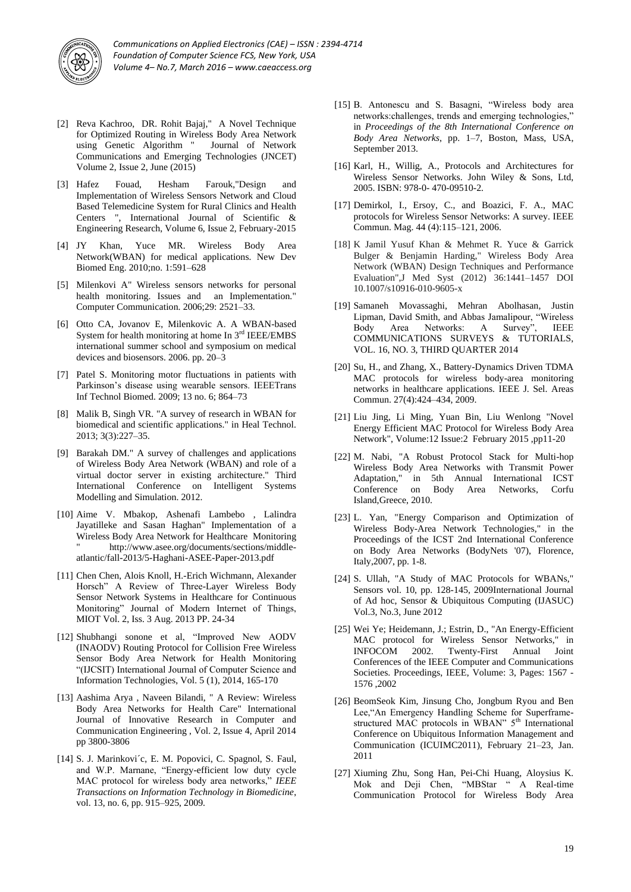[2] Reva Kachroo, DR. Rohit Bajaj," A Novel Technique for Optimized Routing in Wireless Body Area Network using Genetic Algorithm " Journal of Network Communications and Emerging Technologies (JNCET) Volume 2, Issue 2, June (2015)

[3] Hafez Fouad, Hesham Farouk,"Design and Implementation of Wireless Sensors Network and Cloud Based Telemedicine System for Rural Clinics and Health Centers ", International Journal of Scientific & Engineering Research, Volume 6, Issue 2, February-2015

[4] JY Khan, Yuce MR. Wireless Body Area Network(WBAN) for medical applications. New Dev Biomed Eng. 2010;no. 1:591–628

[5] Milenkovi A" Wireless sensors networks for personal health monitoring. Issues and an Implementation." Computer Communication. 2006;29: 2521–33.

[6] Otto CA, Jovanov E, Milenkovic A. A WBAN-based System for health monitoring at home In 3rd IEEE/EMBS international summer school and symposium on medical devices and biosensors. 2006. pp. 20–3

[7] Patel S. Monitoring motor fluctuations in patients with Parkinson's disease using wearable sensors. IEEETrans Inf Technol Biomed. 2009; 13 no. 6; 864–73

[8] Malik B, Singh VR. "A survey of research in WBAN for biomedical and scientific applications." in Heal Technol. 2013; 3(3):227–35.

[9] Barakah DM." A survey of challenges and applications of Wireless Body Area Network (WBAN) and role of a virtual doctor server in existing architecture." Third International Conference on Intelligent Systems Modelling and Simulation. 2012.

[10] Aime V. Mbakop, Ashenafi Lambebo , Lalindra Jayatilleke and Sasan Haghan" Implementation of a Wireless Body Area Network for Healthcare Monitoring " http://www.asee.org/documents/sections/middle-atlantic/fall-2013/5-Haghani-ASEE-Paper-2013.pdf

[11] Chen Chen, Alois Knoll, H.-Erich Wichmann, Alexander Horsch" A Review of Three-Layer Wireless Body Sensor Network Systems in Healthcare for Continuous Monitoring" Journal of Modern Internet of Things, MIOT Vol. 2, Iss. 3 Aug. 2013 PP. 24-34

[12] Shubhangi sonone et al, "Improved New AODV (INAODV) Routing Protocol for Collision Free Wireless Sensor Body Area Network for Health Monitoring "(IJCSIT) International Journal of Computer Science and Information Technologies, Vol. 5 (1), 2014, 165-170

[13] Aashima Arya , Naveen Bilandi, " A Review: Wireless Body Area Networks for Health Care" International Journal of Innovative Research in Computer and Communication Engineering , Vol. 2, Issue 4, April 2014 pp 3800-3806

[14] S. J. Marinkovi´c, E. M. Popovici, C. Spagnol, S. Faul, and W.P. Marnane, "Energy-efficient low duty cycle MAC protocol for wireless body area networks," *IEEE Transactions on Information Technology in Biomedicine*, vol. 13, no. 6, pp. 915–925, 2009.

[15] B. Antonescu and S. Basagni, "Wireless body area networks:challenges, trends and emerging technologies," in *Proceedings of the 8th International Conference on Body Area Networks*, pp. 1–7, Boston, Mass, USA, September 2013.

[16] Karl, H., Willig, A., Protocols and Architectures for Wireless Sensor Networks. John Wiley & Sons, Ltd, 2005. ISBN: 978-0- 470-09510-2.

[17] Demirkol, I., Ersoy, C., and Boazici, F. A., MAC protocols for Wireless Sensor Networks: A survey. IEEE Commun. Mag. 44 (4):115–121, 2006.

[18] K Jamil Yusuf Khan & Mehmet R. Yuce & Garrick Bulger & Benjamin Harding," Wireless Body Area Network (WBAN) Design Techniques and Performance Evaluation",J Med Syst (2012) 36:1441–1457 DOI 10.1007/s10916-010-9605-x

[19] Samaneh Movassaghi, Mehran Abolhasan, Justin Lipman, David Smith, and Abbas Jamalipour, "Wireless Body Area Networks: A Survey", IEEE COMMUNICATIONS SURVEYS & TUTORIALS, VOL. 16, NO. 3, THIRD QUARTER 2014

[20] Su, H., and Zhang, X., Battery-Dynamics Driven TDMA MAC protocols for wireless body-area monitoring networks in healthcare applications. IEEE J. Sel. Areas Commun. 27(4):424–434, 2009.

[21] Liu Jing, Li Ming, Yuan Bin, Liu Wenlong "Novel Energy Efficient MAC Protocol for Wireless Body Area Network", Volume:12 Issue:2 February 2015 ,pp11-20

[22] M. Nabi, "A Robust Protocol Stack for Multi-hop Wireless Body Area Networks with Transmit Power Adaptation," in 5th Annual International ICST Conference on Body Area Networks, Corfu Island,Greece, 2010.

[23] L. Yan, "Energy Comparison and Optimization of Wireless Body-Area Network Technologies," in the Proceedings of the ICST 2nd International Conference on Body Area Networks (BodyNets '07), Florence, Italy,2007, pp. 1-8.

[24] S. Ullah, "A Study of MAC Protocols for WBANs," Sensors vol. 10, pp. 128-145, 2009International Journal of Ad hoc, Sensor & Ubiquitous Computing (IJASUC) Vol.3, No.3, June 2012

[25] Wei Ye; Heidemann, J.; Estrin, D., "An Energy-Efficient MAC protocol for Wireless Sensor Networks," in INFOCOM 2002. Twenty-First Annual Joint Conferences of the IEEE Computer and Communications Societies. Proceedings, IEEE, Volume: 3, Pages: 1567 - 1576 ,2002

[26] BeomSeok Kim, Jinsung Cho, Jongbum Ryou and Ben Lee,"An Emergency Handling Scheme for Superframe-structured MAC protocols in WBAN" 5th International Conference on Ubiquitous Information Management and Communication (ICUIMC2011), February 21–23, Jan. 2011

[27] Xiuming Zhu, Song Han, Pei-Chi Huang, Aloysius K. Mok and Deji Chen, "MBStar " A Real-time Communication Protocol for Wireless Body Area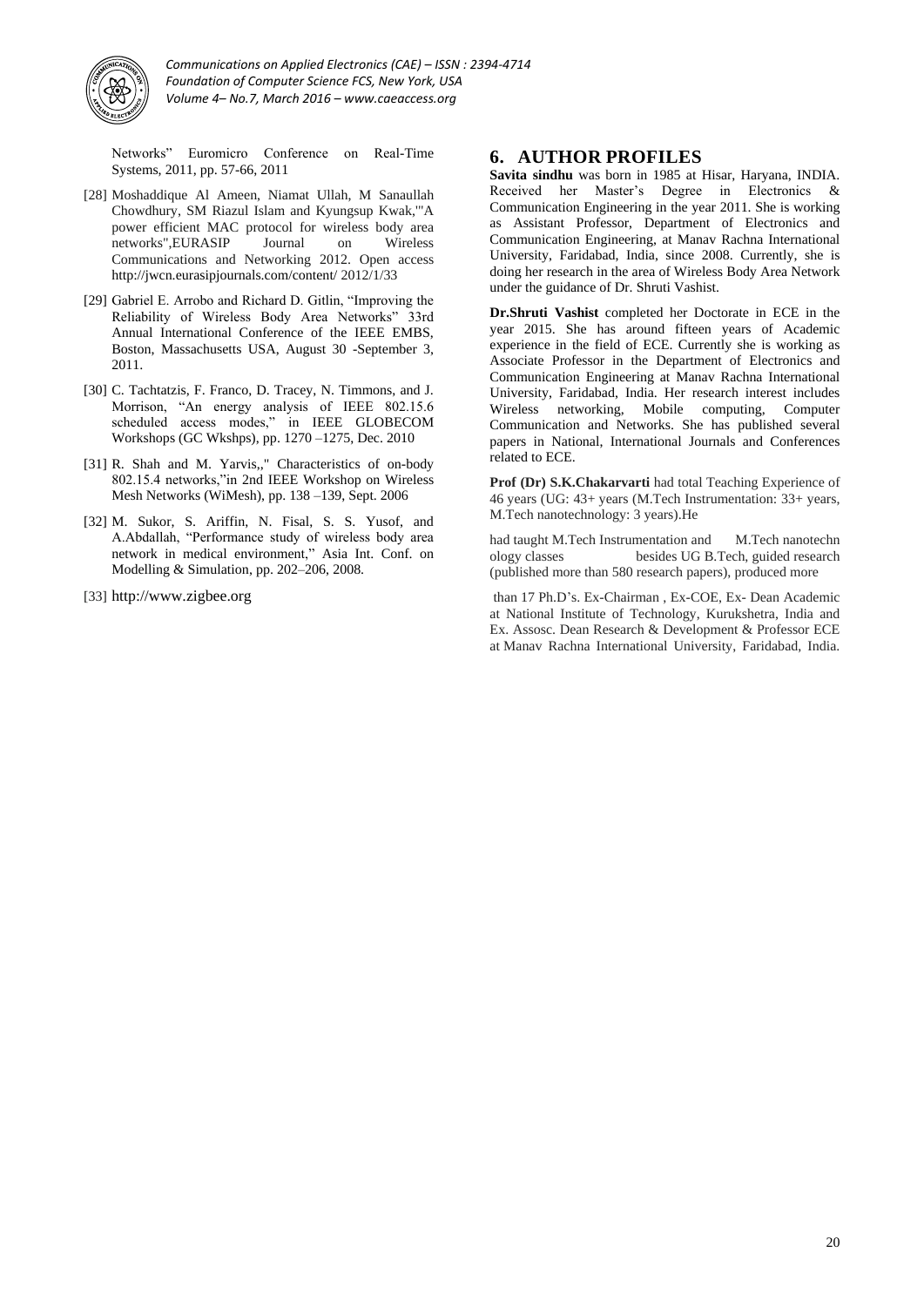Networks" Euromicro Conference on Real-Time Systems, 2011, pp. 57-66, 2011

[28] Moshaddique Al Ameen, Niamat Ullah, M Sanaullah Chowdhury, SM Riazul Islam and Kyungsup Kwak,'"A power efficient MAC protocol for wireless body area networks",EURASIP Journal on Wireless Communications and Networking 2012. Open access http://jwcn.eurasipjournals.com/content/ 2012/1/33

[29] Gabriel E. Arrobo and Richard D. Gitlin, "Improving the Reliability of Wireless Body Area Networks" 33rd Annual International Conference of the IEEE EMBS, Boston, Massachusetts USA, August 30 -September 3, 2011.

[30] C. Tachtatzis, F. Franco, D. Tracey, N. Timmons, and J. Morrison, "An energy analysis of IEEE 802.15.6 scheduled access modes," in IEEE GLOBECOM Workshops (GC Wkshps), pp. 1270 –1275, Dec. 2010

[31] R. Shah and M. Yarvis,," Characteristics of on-body 802.15.4 networks,"in 2nd IEEE Workshop on Wireless Mesh Networks (WiMesh), pp. 138 –139, Sept. 2006

[32] M. Sukor, S. Ariffin, N. Fisal, S. S. Yusof, and A.Abdallah, "Performance study of wireless body area network in medical environment," Asia Int. Conf. on Modelling & Simulation, pp. 202–206, 2008.

[33] http://www.zigbee.org

## 6. AUTHOR PROFILES

**Savita sindhu** was born in 1985 at Hisar, Haryana, INDIA. Received her Master's Degree in Electronics & Communication Engineering in the year 2011. She is working as Assistant Professor, Department of Electronics and Communication Engineering, at Manav Rachna International University, Faridabad, India, since 2008. Currently, she is doing her research in the area of Wireless Body Area Network under the guidance of Dr. Shruti Vashist.

**Dr.Shruti Vashist** completed her Doctorate in ECE in the year 2015. She has around fifteen years of Academic experience in the field of ECE. Currently she is working as Associate Professor in the Department of Electronics and Communication Engineering at Manav Rachna International University, Faridabad, India. Her research interest includes Wireless networking, Mobile computing, Computer Communication and Networks. She has published several papers in National, International Journals and Conferences related to ECE.

**Prof (Dr) S.K.Chakarvarti** had total Teaching Experience of 46 years (UG: 43+ years (M.Tech Instrumentation: 33+ years, M.Tech nanotechnology: 3 years).He

had taught M.Tech Instrumentation and M.Tech nanotechnology classes besides UG B.Tech, guided research (published more than 580 research papers), produced more

than 17 Ph.D's. Ex-Chairman , Ex-COE, Ex- Dean Academic at National Institute of Technology, Kurukshetra, India and Ex. Assosc. Dean Research & Development & Professor ECE at Manav Rachna International University, Faridabad, India.